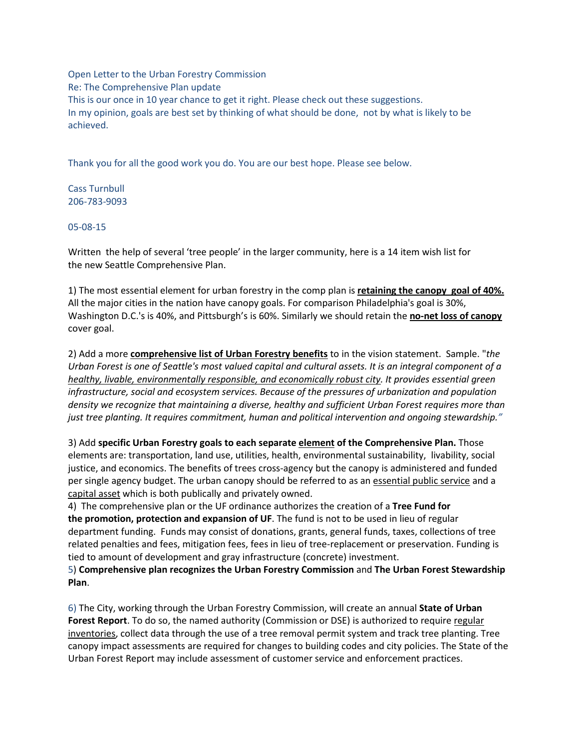Open Letter to the Urban Forestry Commission
Re: The Comprehensive Plan update
This is our once in 10 year chance to get it right. Please check out these suggestions.
In my opinion, goals are best set by thinking of what should be done, not by what is likely to be achieved.

Thank you for all the good work you do. You are our best hope. Please see below.

Cass Turnbull
206-783-9093

05-08-15

Written the help of several 'tree people' in the larger community, here is a 14 item wish list for the new Seattle Comprehensive Plan.

1) The most essential element for urban forestry in the comp plan is **retaining the canopy goal of 40%.** All the major cities in the nation have canopy goals. For comparison Philadelphia's goal is 30%, Washington D.C.'s is 40%, and Pittsburgh's is 60%. Similarly we should retain the **no-net loss of canopy** cover goal.

2) Add a more **comprehensive list of Urban Forestry benefits** to in the vision statement. Sample. "*the Urban Forest is one of Seattle's most valued capital and cultural assets. It is an integral component of a healthy, livable, environmentally responsible, and economically robust city. It provides essential green infrastructure, social and ecosystem services. Because of the pressures of urbanization and population density we recognize that maintaining a diverse, healthy and sufficient Urban Forest requires more than just tree planting. It requires commitment, human and political intervention and ongoing stewardship."*

3) Add **specific Urban Forestry goals to each separate element of the Comprehensive Plan.** Those elements are: transportation, land use, utilities, health, environmental sustainability, livability, social justice, and economics. The benefits of trees cross-agency but the canopy is administered and funded per single agency budget. The urban canopy should be referred to as an essential public service and a capital asset which is both publically and privately owned.

4) The comprehensive plan or the UF ordinance authorizes the creation of a **Tree Fund for the promotion, protection and expansion of UF**. The fund is not to be used in lieu of regular department funding. Funds may consist of donations, grants, general funds, taxes, collections of tree related penalties and fees, mitigation fees, fees in lieu of tree-replacement or preservation. Funding is tied to amount of development and gray infrastructure (concrete) investment.

5) **Comprehensive plan recognizes the Urban Forestry Commission** and **The Urban Forest Stewardship Plan**.

6) The City, working through the Urban Forestry Commission, will create an annual **State of Urban Forest Report**. To do so, the named authority (Commission or DSE) is authorized to require regular inventories, collect data through the use of a tree removal permit system and track tree planting. Tree canopy impact assessments are required for changes to building codes and city policies. The State of the Urban Forest Report may include assessment of customer service and enforcement practices.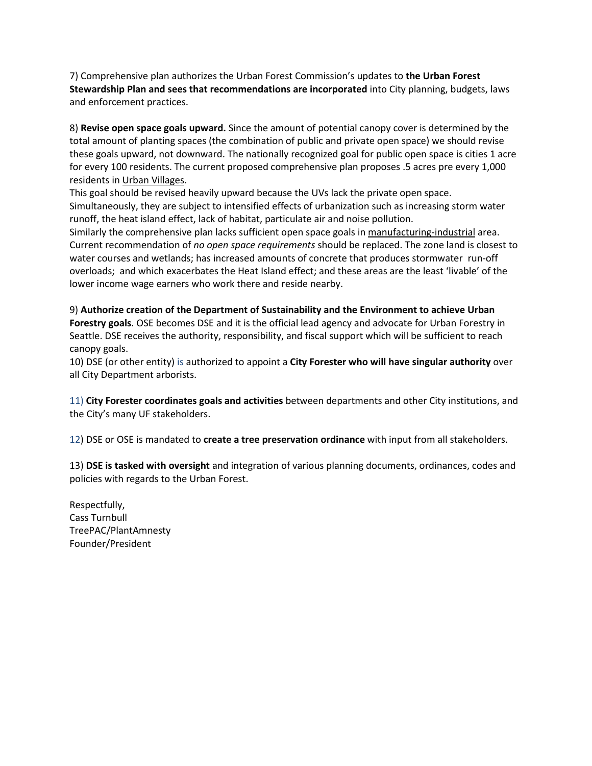7) Comprehensive plan authorizes the Urban Forest Commission's updates to **the Urban Forest Stewardship Plan and sees that recommendations are incorporated** into City planning, budgets, laws and enforcement practices.

8) **Revise open space goals upward.** Since the amount of potential canopy cover is determined by the total amount of planting spaces (the combination of public and private open space) we should revise these goals upward, not downward. The nationally recognized goal for public open space is cities 1 acre for every 100 residents. The current proposed comprehensive plan proposes .5 acres pre every 1,000 residents in <u>Urban Villages</u>.
This goal should be revised heavily upward because the UVs lack the private open space. Simultaneously, they are subject to intensified effects of urbanization such as increasing storm water runoff, the heat island effect, lack of habitat, particulate air and noise pollution.
Similarly the comprehensive plan lacks sufficient open space goals in <u>manufacturing-industrial</u> area. Current recommendation of *no open space requirements* should be replaced. The zone land is closest to water courses and wetlands; has increased amounts of concrete that produces stormwater run-off overloads; and which exacerbates the Heat Island effect; and these areas are the least 'livable' of the lower income wage earners who work there and reside nearby.

9) **Authorize creation of the Department of Sustainability and the Environment to achieve Urban Forestry goals**. OSE becomes DSE and it is the official lead agency and advocate for Urban Forestry in Seattle. DSE receives the authority, responsibility, and fiscal support which will be sufficient to reach canopy goals.
10) DSE (or other entity) is authorized to appoint a **City Forester who will have singular authority** over all City Department arborists.

11) **City Forester coordinates goals and activities** between departments and other City institutions, and the City's many UF stakeholders.

12) DSE or OSE is mandated to **create a tree preservation ordinance** with input from all stakeholders.

13) **DSE is tasked with oversight** and integration of various planning documents, ordinances, codes and policies with regards to the Urban Forest.

Respectfully,
Cass Turnbull
TreePAC/PlantAmnesty
Founder/President